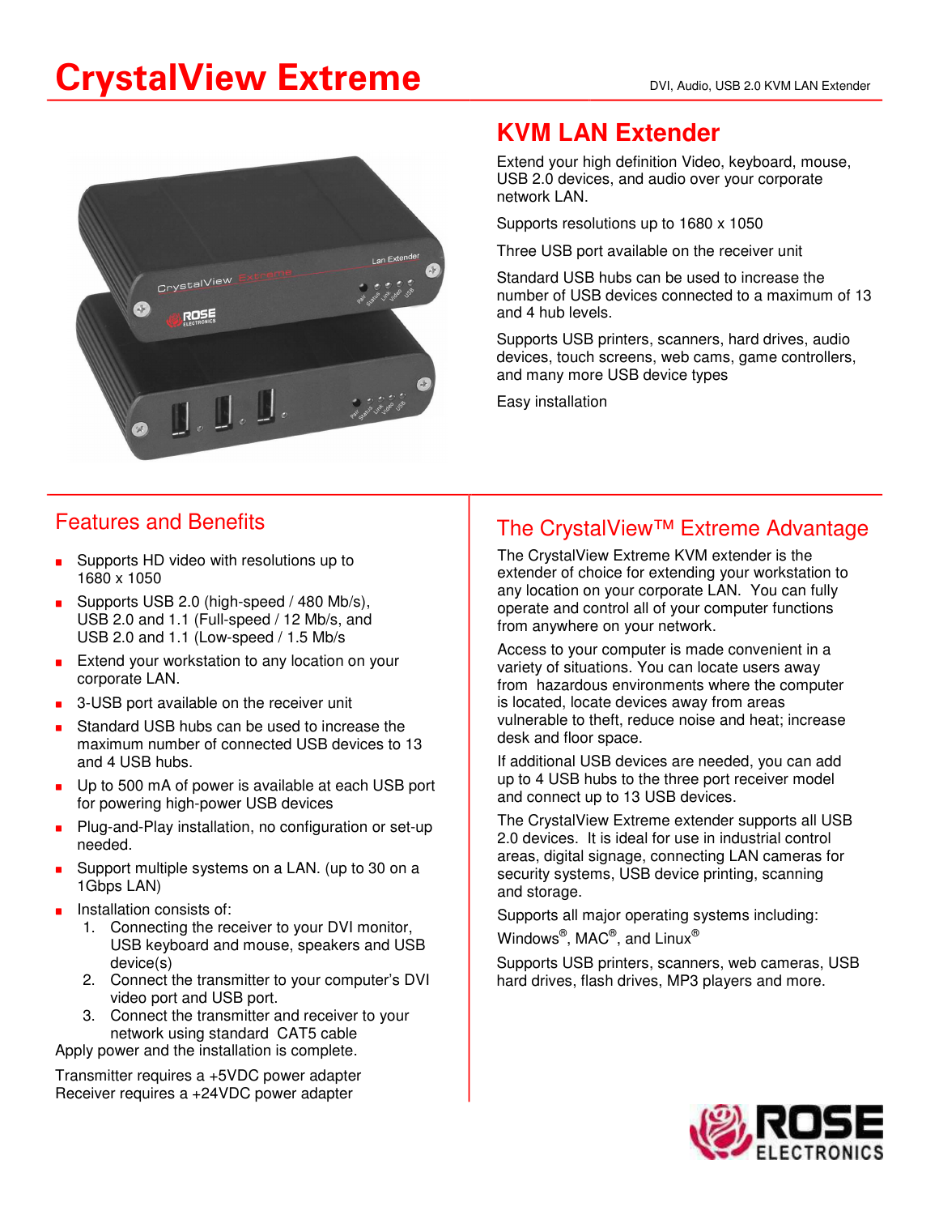# CrystalView Extreme

DVI, Audio, USB 2.0 KVM LAN Extender

## KVM LAN Extender

Extend your high definition Video, keyboard, mouse, USB 2.0 devices, and audio over your corporate network LAN.

Supports resolutions up to 1680 x 1050

Three USB port available on the receiver unit

Standard USB hubs can be used to increase the number of USB devices connected to a maximum of 13 and 4 hub levels.

Supports USB printers, scanners, hard drives, audio devices, touch screens, web cams, game controllers, and many more USB device types

Easy installation

## Features and Benefits

- Supports HD video with resolutions up to 1680 x 1050
- Supports USB 2.0 (high-speed / 480 Mb/s), USB 2.0 and 1.1 (Full-speed / 12 Mb/s, and USB 2.0 and 1.1 (Low-speed / 1.5 Mb/s
- Extend your workstation to any location on your corporate LAN.
- 3-USB port available on the receiver unit
- Standard USB hubs can be used to increase the maximum number of connected USB devices to 13 and 4 USB hubs.
- Up to 500 mA of power is available at each USB port for powering high-power USB devices
- Plug-and-Play installation, no configuration or set-up needed.
- Support multiple systems on a LAN. (up to 30 on a 1Gbps LAN)
- Installation consists of:
  1. Connecting the receiver to your DVI monitor, USB keyboard and mouse, speakers and USB device(s)
  2. Connect the transmitter to your computer's DVI video port and USB port.
  3. Connect the transmitter and receiver to your network using standard CAT5 cable

Apply power and the installation is complete.

Transmitter requires a +5VDC power adapter
Receiver requires a +24VDC power adapter

## The CrystalView™ Extreme Advantage

The CrystalView Extreme KVM extender is the extender of choice for extending your workstation to any location on your corporate LAN. You can fully operate and control all of your computer functions from anywhere on your network.

Access to your computer is made convenient in a variety of situations. You can locate users away from hazardous environments where the computer is located, locate devices away from areas vulnerable to theft, reduce noise and heat; increase desk and floor space.

If additional USB devices are needed, you can add up to 4 USB hubs to the three port receiver model and connect up to 13 USB devices.

The CrystalView Extreme extender supports all USB 2.0 devices. It is ideal for use in industrial control areas, digital signage, connecting LAN cameras for security systems, USB device printing, scanning and storage.

Supports all major operating systems including: Windows®, MAC®, and Linux®

Supports USB printers, scanners, web cameras, USB hard drives, flash drives, MP3 players and more.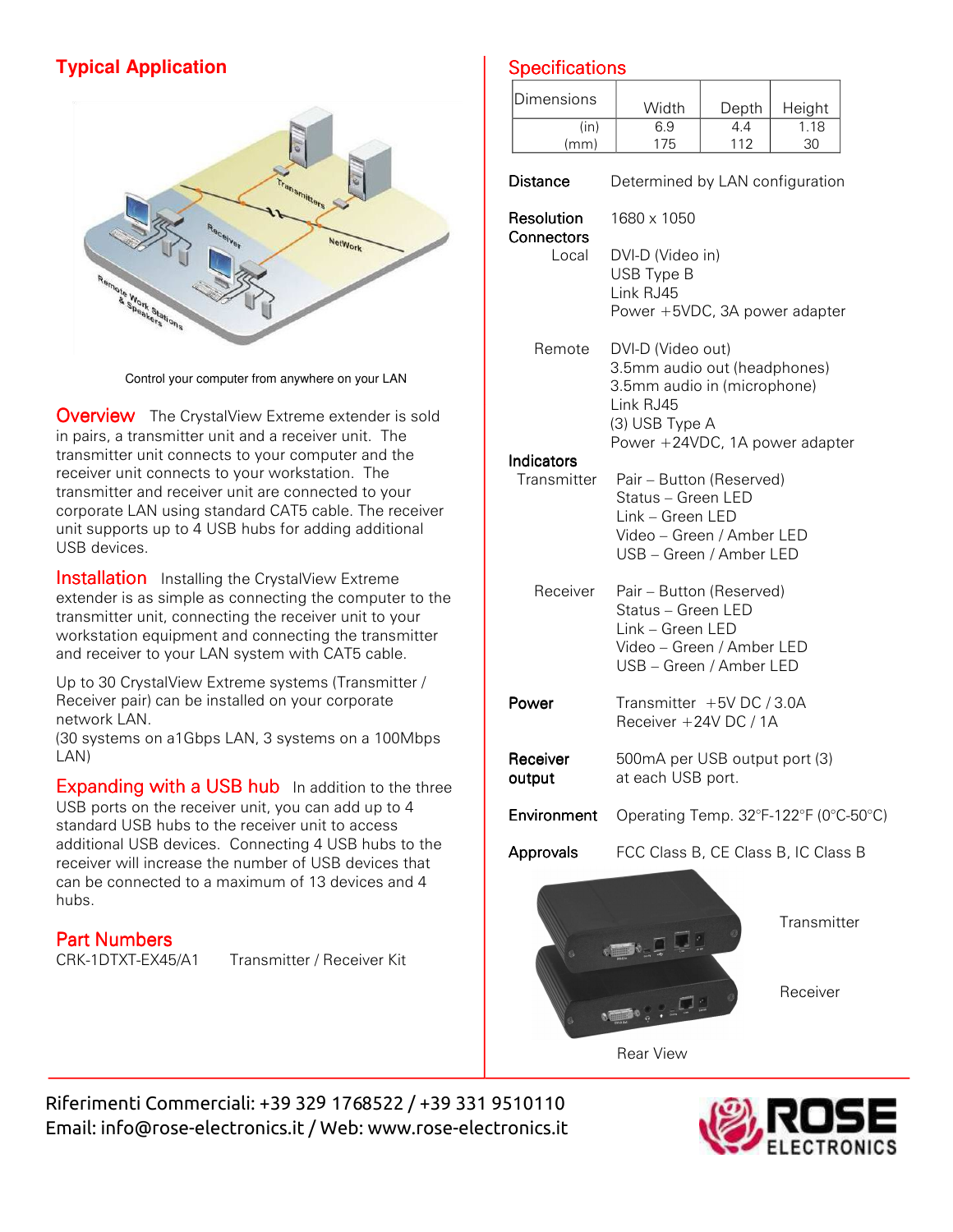## Typical Application

Control your computer from anywhere on your LAN

**Overview** The CrystalView Extreme extender is sold in pairs, a transmitter unit and a receiver unit. The transmitter unit connects to your computer and the receiver unit connects to your workstation. The transmitter and receiver unit are connected to your corporate LAN using standard CAT5 cable. The receiver unit supports up to 4 USB hubs for adding additional USB devices.

**Installation** Installing the CrystalView Extreme extender is as simple as connecting the computer to the transmitter unit, connecting the receiver unit to your workstation equipment and connecting the transmitter and receiver to your LAN system with CAT5 cable.

Up to 30 CrystalView Extreme systems (Transmitter / Receiver pair) can be installed on your corporate network LAN.
(30 systems on a1Gbps LAN, 3 systems on a 100Mbps LAN)

**Expanding with a USB hub** In addition to the three USB ports on the receiver unit, you can add up to 4 standard USB hubs to the receiver unit to access additional USB devices. Connecting 4 USB hubs to the receiver will increase the number of USB devices that can be connected to a maximum of 13 devices and 4 hubs.

## Part Numbers

CRK-1DTXT-EX45/A1 Transmitter / Receiver Kit

## Specifications

| Dimensions | Width | Depth | Height |
|---|---|---|---|
| (in) | 6.9 | 4.4 | 1.18 |
| (mm) | 175 | 112 | 30 |

**Distance** Determined by LAN configuration

**Resolution** 1680 x 1050

**Connectors**

Local
- DVI-D (Video in)
- USB Type B
- Link RJ45
- Power +5VDC, 3A power adapter

Remote
- DVI-D (Video out)
- 3.5mm audio out (headphones)
- 3.5mm audio in (microphone)
- Link RJ45
- (3) USB Type A
- Power +24VDC, 1A power adapter

**Indicators**

Transmitter
- Pair – Button (Reserved)
- Status – Green LED
- Link – Green LED
- Video – Green / Amber LED
- USB – Green / Amber LED

Receiver
- Pair – Button (Reserved)
- Status – Green LED
- Link – Green LED
- Video – Green / Amber LED
- USB – Green / Amber LED

**Power** Transmitter +5V DC / 3.0A
Receiver +24V DC / 1A

**Receiver output** 500mA per USB output port (3) at each USB port.

**Environment** Operating Temp. 32°F-122°F (0°C-50°C)

**Approvals** FCC Class B, CE Class B, IC Class B

Transmitter

Receiver

Rear View

Riferimenti Commerciali: +39 329 1768522 / +39 331 9510110
Email: info@rose-electronics.it / Web: www.rose-electronics.it